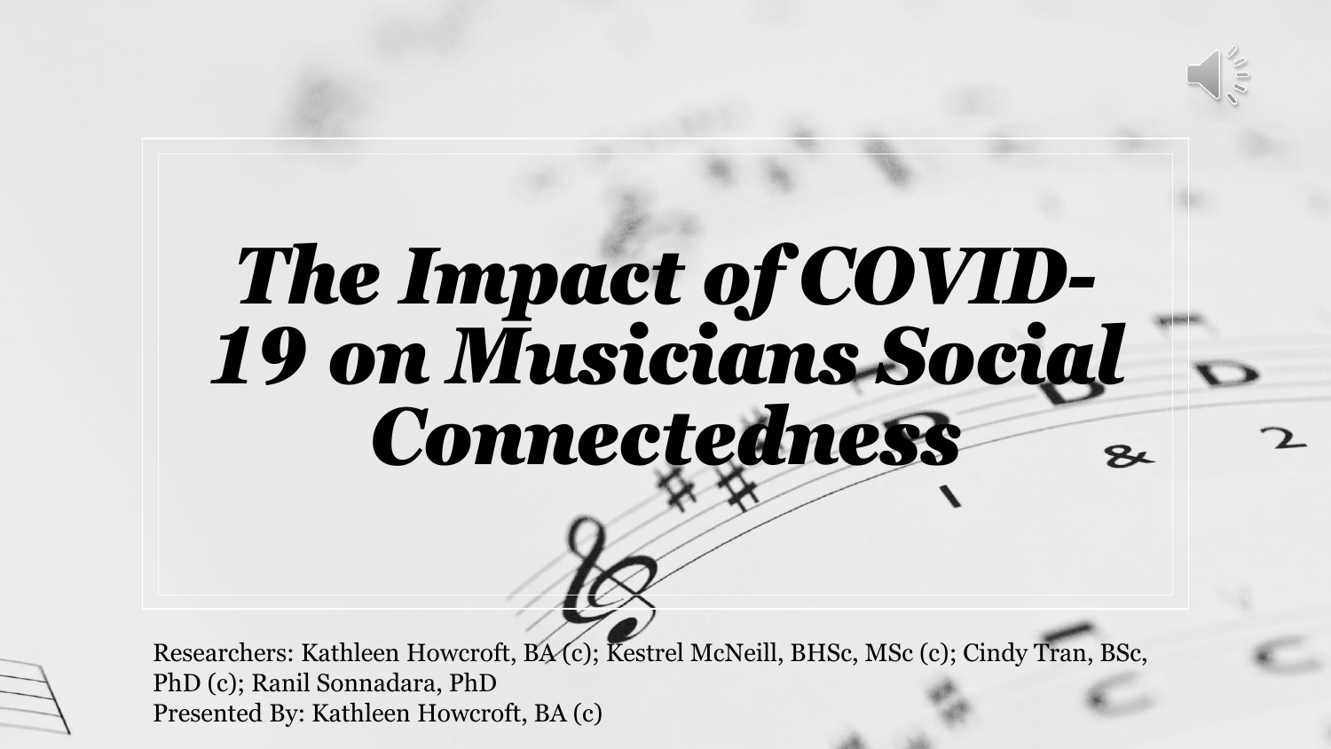# *The Impact of COVID-19 on Musicians Social Connectedness*

Researchers: Kathleen Howcroft, BA (c); Kestrel McNeill, BHSc, MSc (c); Cindy Tran, BSc, PhD (c); Ranil Sonnadara, PhD

Presented By: Kathleen Howcroft, BA (c)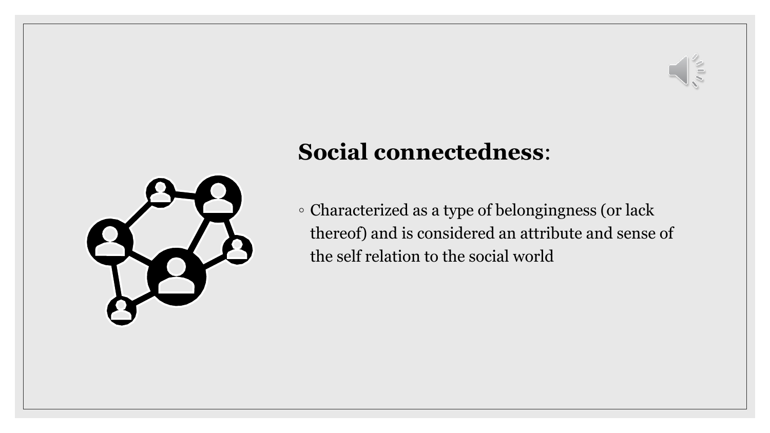## **Social connectedness**:

- Characterized as a type of belongingness (or lack thereof) and is considered an attribute and sense of the self relation to the social world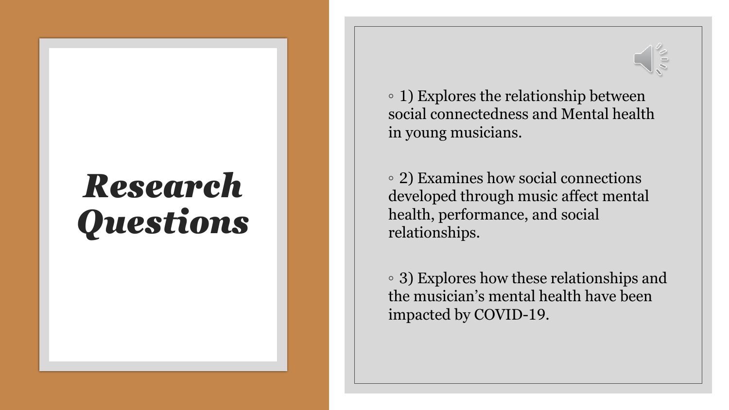# *Research Questions*

- 1) Explores the relationship between social connectedness and Mental health in young musicians.
- 2) Examines how social connections developed through music affect mental health, performance, and social relationships.
- 3) Explores how these relationships and the musician's mental health have been impacted by COVID-19.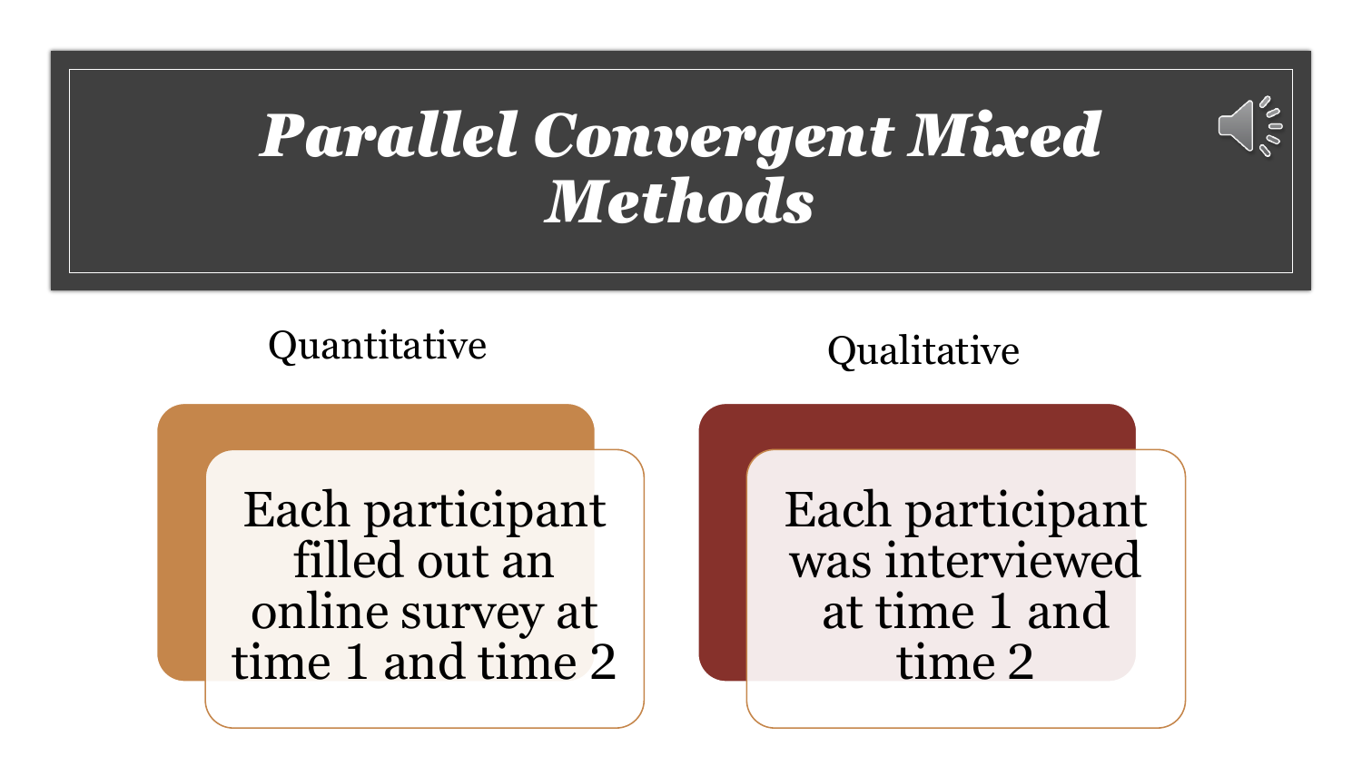# *Parallel Convergent Mixed Methods*

**Quantitative**

Each participant filled out an online survey at time 1 and time 2

**Qualitative**

Each participant was interviewed at time 1 and time 2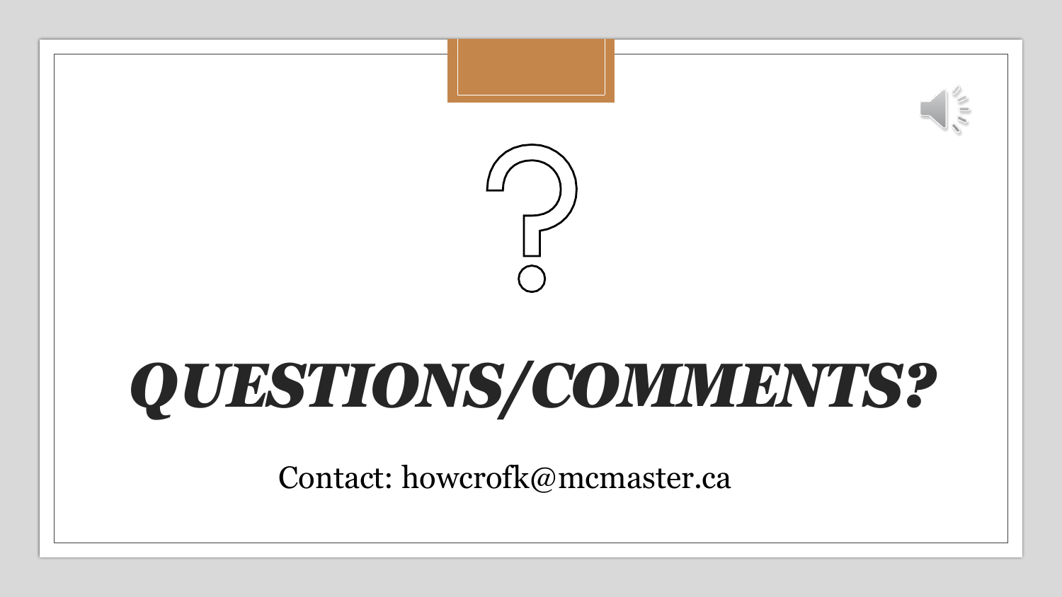# ***QUESTIONS/COMMENTS?***

Contact: howcrofk@mcmaster.ca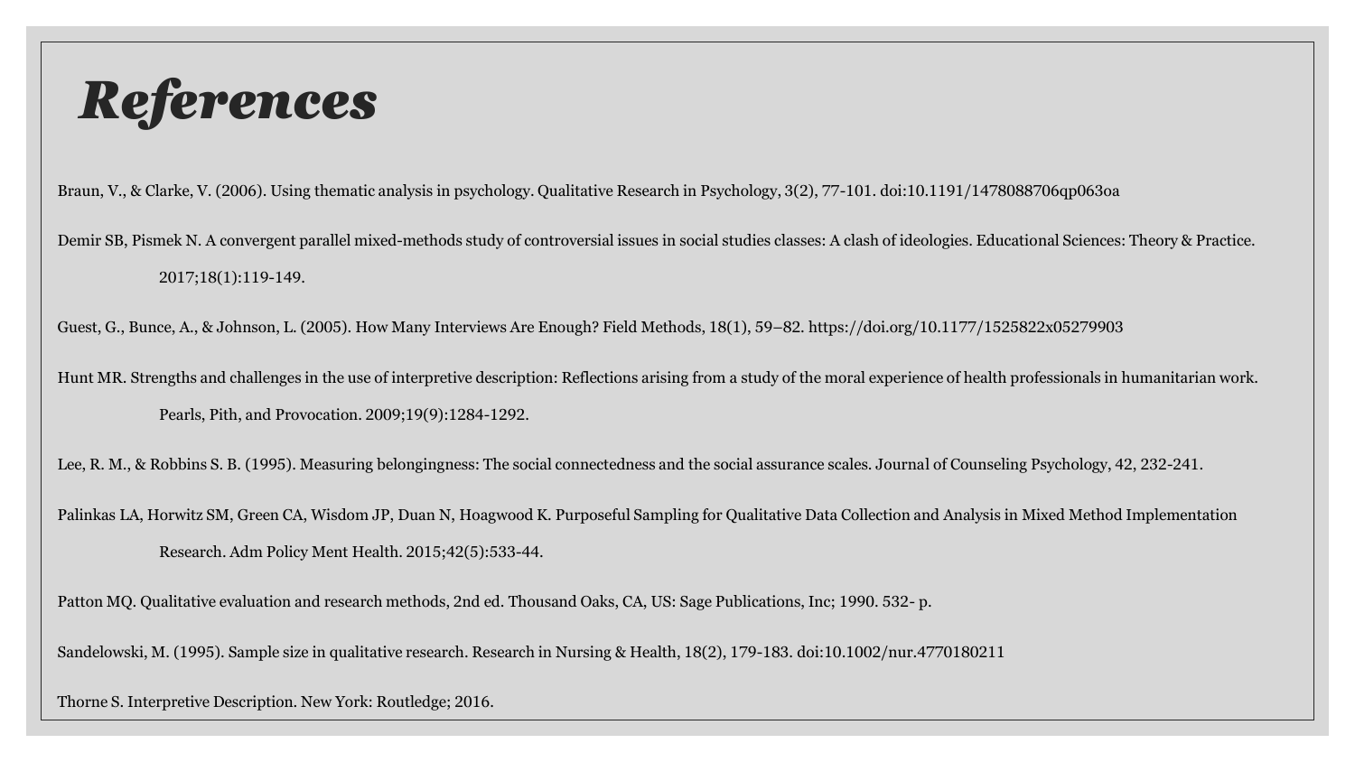# *References*

Braun, V., & Clarke, V. (2006). Using thematic analysis in psychology. Qualitative Research in Psychology, 3(2), 77-101. doi:10.1191/1478088706qp063oa

Demir SB, Pismek N. A convergent parallel mixed-methods study of controversial issues in social studies classes: A clash of ideologies. Educational Sciences: Theory & Practice. 2017;18(1):119-149.

Guest, G., Bunce, A., & Johnson, L. (2005). How Many Interviews Are Enough? Field Methods, 18(1), 59–82. https://doi.org/10.1177/1525822x05279903

Hunt MR. Strengths and challenges in the use of interpretive description: Reflections arising from a study of the moral experience of health professionals in humanitarian work. Pearls, Pith, and Provocation. 2009;19(9):1284-1292.

Lee, R. M., & Robbins S. B. (1995). Measuring belongingness: The social connectedness and the social assurance scales. Journal of Counseling Psychology, 42, 232-241.

Palinkas LA, Horwitz SM, Green CA, Wisdom JP, Duan N, Hoagwood K. Purposeful Sampling for Qualitative Data Collection and Analysis in Mixed Method Implementation Research. Adm Policy Ment Health. 2015;42(5):533-44.

Patton MQ. Qualitative evaluation and research methods, 2nd ed. Thousand Oaks, CA, US: Sage Publications, Inc; 1990. 532- p.

Sandelowski, M. (1995). Sample size in qualitative research. Research in Nursing & Health, 18(2), 179-183. doi:10.1002/nur.4770180211

Thorne S. Interpretive Description. New York: Routledge; 2016.